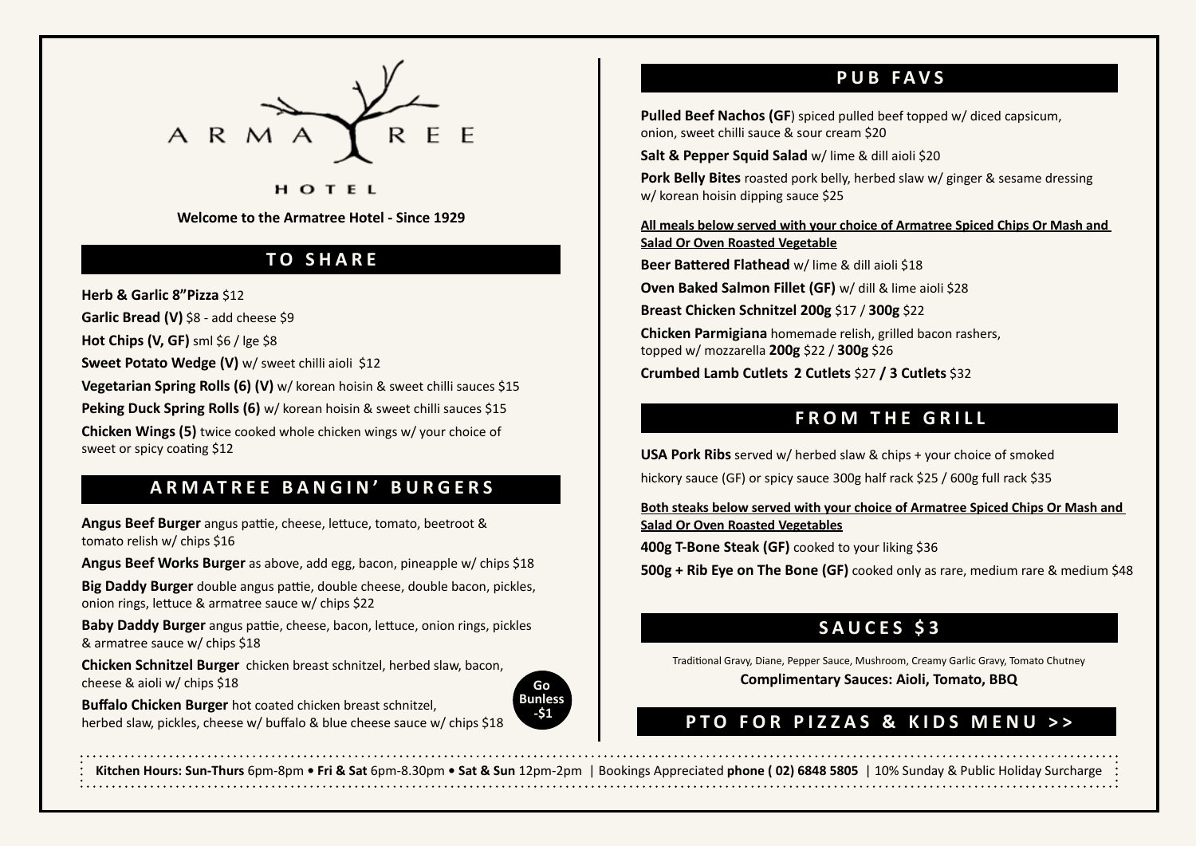# ARMATREE HOTEL

**Welcome to the Armatree Hotel - Since 1929**

## TO SHARE

**Herb & Garlic 8"Pizza** $12

**Garlic Bread (V)** $8 - add cheese $9

**Hot Chips (V, GF)** sml $6 / lge $8

**Sweet Potato Wedge (V)** w/ sweet chilli aioli $12

**Vegetarian Spring Rolls (6) (V)** w/ korean hoisin & sweet chilli sauces $15

**Peking Duck Spring Rolls (6)** w/ korean hoisin & sweet chilli sauces $15

**Chicken Wings (5)** twice cooked whole chicken wings w/ your choice of sweet or spicy coating $12

## ARMATREE BANGIN' BURGERS

**Angus Beef Burger** angus pattie, cheese, lettuce, tomato, beetroot & tomato relish w/ chips $16

**Angus Beef Works Burger** as above, add egg, bacon, pineapple w/ chips $18

**Big Daddy Burger** double angus pattie, double cheese, double bacon, pickles, onion rings, lettuce & armatree sauce w/ chips $22

**Baby Daddy Burger** angus pattie, cheese, bacon, lettuce, onion rings, pickles & armatree sauce w/ chips $18

**Chicken Schnitzel Burger** chicken breast schnitzel, herbed slaw, bacon, cheese & aioli w/ chips $18

**Buffalo Chicken Burger** hot coated chicken breast schnitzel, herbed slaw, pickles, cheese w/ buffalo & blue cheese sauce w/ chips $18

**Go Bunless -$1**

## PUB FAVS

**Pulled Beef Nachos (GF)** spiced pulled beef topped w/ diced capsicum, onion, sweet chilli sauce & sour cream $20

**Salt & Pepper Squid Salad** w/ lime & dill aioli $20

**Pork Belly Bites** roasted pork belly, herbed slaw w/ ginger & sesame dressing w/ korean hoisin dipping sauce $25

**All meals below served with your choice of Armatree Spiced Chips Or Mash and Salad Or Oven Roasted Vegetable**

**Beer Battered Flathead** w/ lime & dill aioli $18

**Oven Baked Salmon Fillet (GF)** w/ dill & lime aioli $28

**Breast Chicken Schnitzel 200g** $17 / **300g** $22

**Chicken Parmigiana** homemade relish, grilled bacon rashers, topped w/ mozzarella **200g** $22 / **300g** $26

**Crumbed Lamb Cutlets 2 Cutlets** $27 **/ 3 Cutlets** $32

## FROM THE GRILL

**USA Pork Ribs** served w/ herbed slaw & chips + your choice of smoked hickory sauce (GF) or spicy sauce 300g half rack $25 / 600g full rack $35

**Both steaks below served with your choice of Armatree Spiced Chips Or Mash and Salad Or Oven Roasted Vegetables**

**400g T-Bone Steak (GF)** cooked to your liking $36

**500g + Rib Eye on The Bone (GF)** cooked only as rare, medium rare & medium $48

## SAUCES $3

Traditional Gravy, Diane, Pepper Sauce, Mushroom, Creamy Garlic Gravy, Tomato Chutney

**Complimentary Sauces: Aioli, Tomato, BBQ**

## PTO FOR PIZZAS & KIDS MENU >>

**Kitchen Hours: Sun-Thurs** 6pm-8pm • **Fri & Sat** 6pm-8.30pm • **Sat & Sun** 12pm-2pm | Bookings Appreciated **phone ( 02) 6848 5805** | 10% Sunday & Public Holiday Surcharge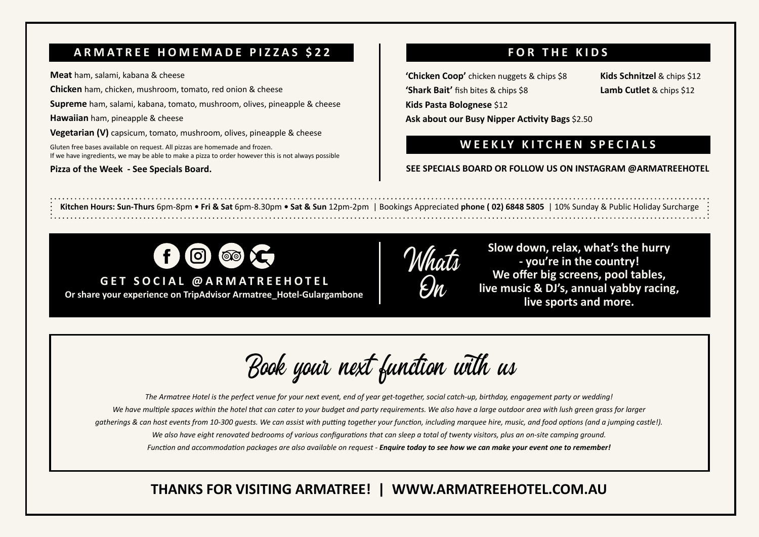## ARMATREE HOMEMADE PIZZAS $22

**Meat** ham, salami, kabana & cheese

**Chicken** ham, chicken, mushroom, tomato, red onion & cheese

**Supreme** ham, salami, kabana, tomato, mushroom, olives, pineapple & cheese

**Hawaiian** ham, pineapple & cheese

**Vegetarian (V)** capsicum, tomato, mushroom, olives, pineapple & cheese

Gluten free bases available on request. All pizzas are homemade and frozen.
If we have ingredients, we may be able to make a pizza to order however this is not always possible

**Pizza of the Week - See Specials Board.**

## FOR THE KIDS

**'Chicken Coop'** chicken nuggets & chips $8

**'Shark Bait'** fish bites & chips $8

**Kids Pasta Bolognese** $12

**Ask about our Busy Nipper Activity Bags** $2.50

**Kids Schnitzel** & chips $12

**Lamb Cutlet** & chips $12

## WEEKLY KITCHEN SPECIALS

**SEE SPECIALS BOARD OR FOLLOW US ON INSTAGRAM @ARMATREEHOTEL**

**Kitchen Hours: Sun-Thurs** 6pm-8pm • **Fri & Sat** 6pm-8.30pm • **Sat & Sun** 12pm-2pm | Bookings Appreciated **phone ( 02) 6848 5805** | 10% Sunday & Public Holiday Surcharge

**GET SOCIAL @ARMATREEHOTEL**

**Or share your experience on TripAdvisor Armatree_Hotel-Gulargambone**

## Whats On

**Slow down, relax, what's the hurry - you're in the country! We offer big screens, pool tables, live music & DJ's, annual yabby racing, live sports and more.**

## Book your next function with us

*The Armatree Hotel is the perfect venue for your next event, end of year get-together, social catch-up, birthday, engagement party or wedding! We have multiple spaces within the hotel that can cater to your budget and party requirements. We also have a large outdoor area with lush green grass for larger gatherings & can host events from 10-300 guests. We can assist with putting together your function, including marquee hire, music, and food options (and a jumping castle!). We also have eight renovated bedrooms of various configurations that can sleep a total of twenty visitors, plus an on-site camping ground. Function and accommodation packages are also available on request - **Enquire today to see how we can make your event one to remember!***

**THANKS FOR VISITING ARMATREE! | WWW.ARMATREEHOTEL.COM.AU**